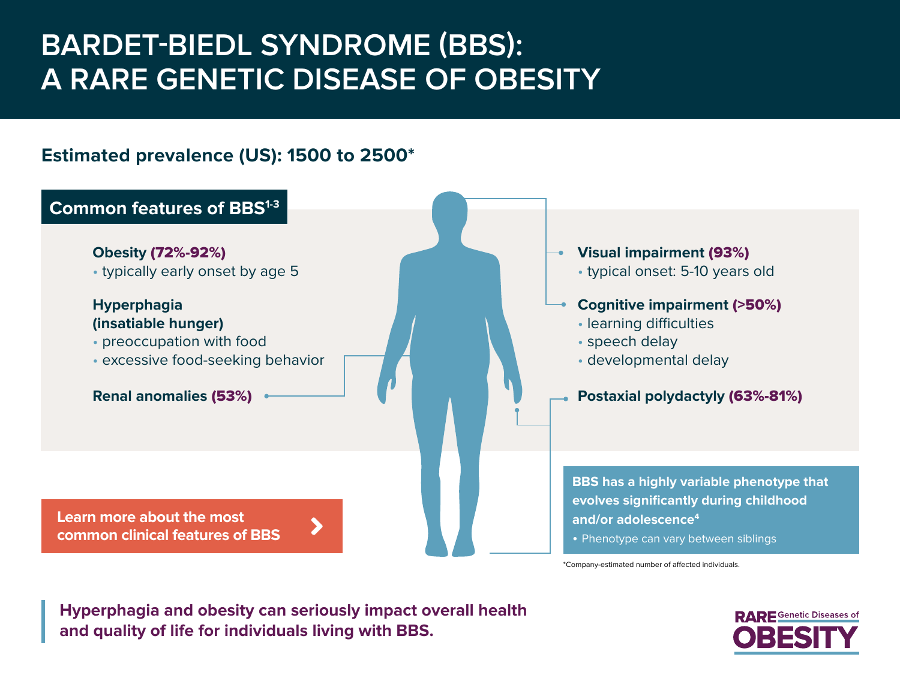# BARDET-BIEDL SYNDROME (BBS): A RARE GENETIC DISEASE OF OBESITY

## Estimated prevalence (US): 1500 to 2500*

### Common features of BBS[1-3]

**Obesity (72%-92%)**
- typically early onset by age 5

**Hyperphagia (insatiable hunger)**
- preoccupation with food
- excessive food-seeking behavior

**Renal anomalies (53%)**

**Visual impairment (93%)**
- typical onset: 5-10 years old

**Cognitive impairment (>50%)**
- learning difficulties
- speech delay
- developmental delay

**Postaxial polydactyly (63%-81%)**

**BBS has a highly variable phenotype that evolves significantly during childhood and/or adolescence[4]**
- Phenotype can vary between siblings

Learn more about the most common clinical features of BBS

*Company-estimated number of affected individuals.

**Hyperphagia and obesity can seriously impact overall health and quality of life for individuals living with BBS.**

RARE Genetic Diseases of OBESITY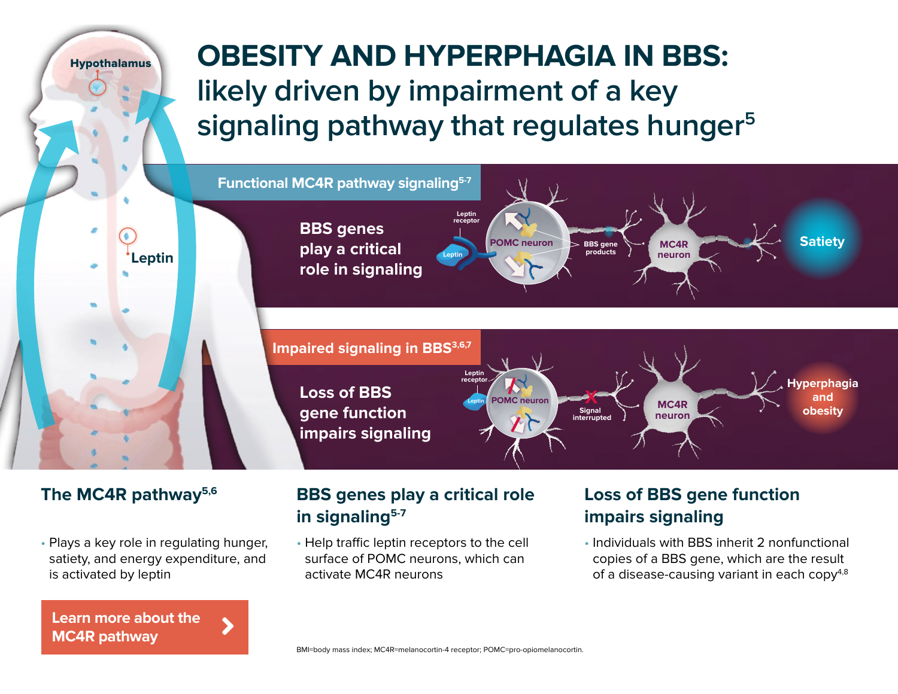# OBESITY AND HYPERPHAGIA IN BBS:

## likely driven by impairment of a key signaling pathway that regulates hunger[5]

**Functional MC4R pathway signaling[5-7]**

BBS genes play a critical role in signaling

Leptin receptor · Leptin · POMC neuron · BBS gene products · MC4R neuron · Satiety

**Impaired signaling in BBS[3,6,7]**

Loss of BBS gene function impairs signaling

Leptin receptor · Leptin · POMC neuron · Signal interrupted · MC4R neuron · Hyperphagia and obesity

Hypothalamus

Leptin

### The MC4R pathway[5,6]

- Plays a key role in regulating hunger, satiety, and energy expenditure, and is activated by leptin

**Learn more about the MC4R pathway**

### BBS genes play a critical role in signaling[5-7]

- Help traffic leptin receptors to the cell surface of POMC neurons, which can activate MC4R neurons

### Loss of BBS gene function impairs signaling

- Individuals with BBS inherit 2 nonfunctional copies of a BBS gene, which are the result of a disease-causing variant in each copy[4,8]

BMI=body mass index; MC4R=melanocortin-4 receptor; POMC=pro-opiomelanocortin.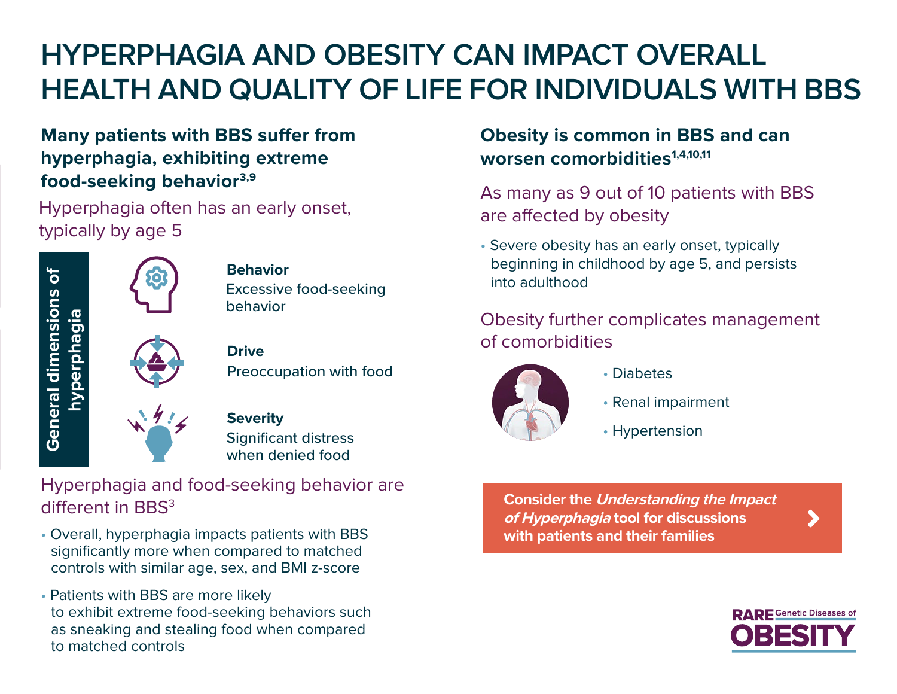# HYPERPHAGIA AND OBESITY CAN IMPACT OVERALL HEALTH AND QUALITY OF LIFE FOR INDIVIDUALS WITH BBS

## Many patients with BBS suffer from hyperphagia, exhibiting extreme food-seeking behavior[3,9]

Hyperphagia often has an early onset, typically by age 5

**General dimensions of hyperphagia**

**Behavior**
Excessive food-seeking behavior

**Drive**
Preoccupation with food

**Severity**
Significant distress when denied food

Hyperphagia and food-seeking behavior are different in BBS[3]

- Overall, hyperphagia impacts patients with BBS significantly more when compared to matched controls with similar age, sex, and BMI z-score
- Patients with BBS are more likely to exhibit extreme food-seeking behaviors such as sneaking and stealing food when compared to matched controls

## Obesity is common in BBS and can worsen comorbidities[1,4,10,11]

As many as 9 out of 10 patients with BBS are affected by obesity

- Severe obesity has an early onset, typically beginning in childhood by age 5, and persists into adulthood

Obesity further complicates management of comorbidities

- Diabetes
- Renal impairment
- Hypertension

**Consider the *Understanding the Impact of Hyperphagia* tool for discussions with patients and their families**

RARE Genetic Diseases of OBESITY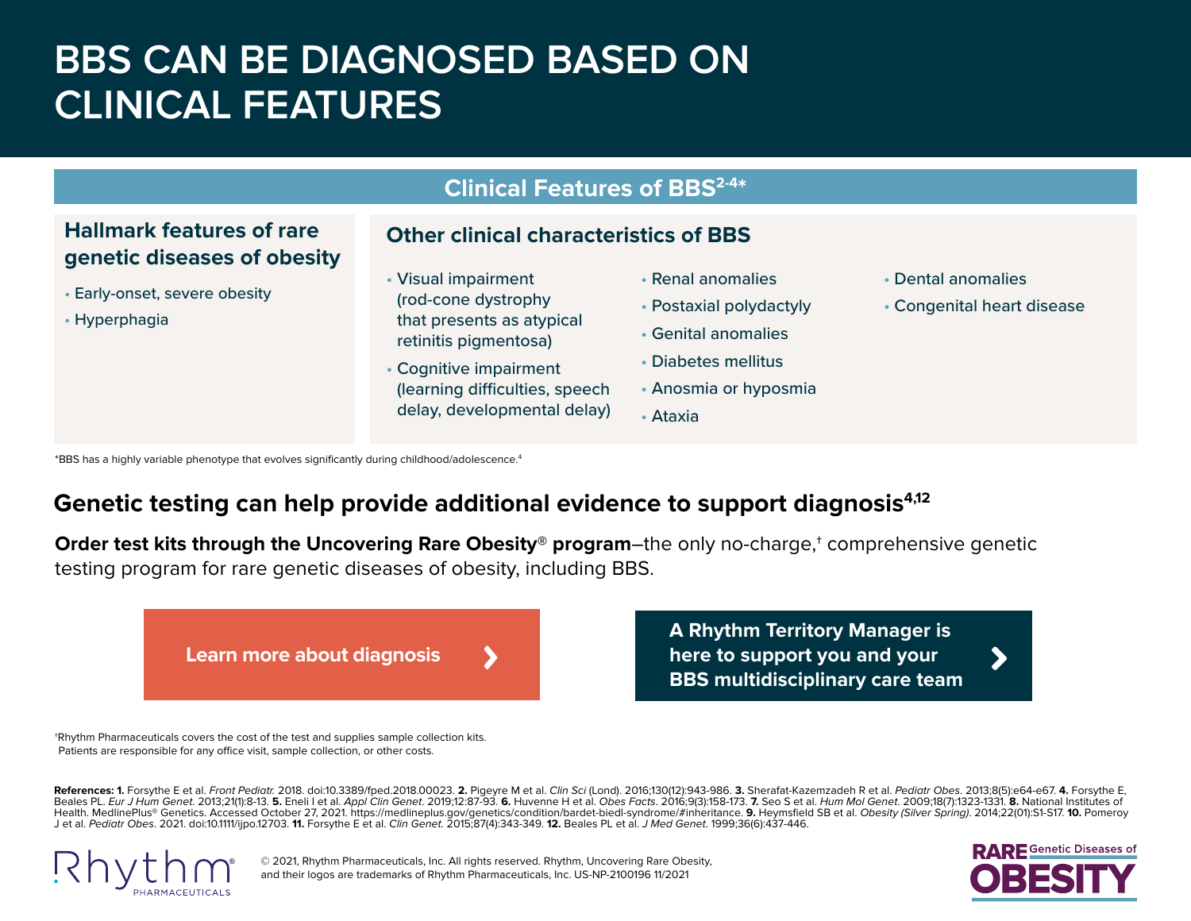# BBS CAN BE DIAGNOSED BASED ON CLINICAL FEATURES

## Clinical Features of BBS[2-4*]

### Hallmark features of rare genetic diseases of obesity

- Early-onset, severe obesity
- Hyperphagia

### Other clinical characteristics of BBS

- Visual impairment (rod-cone dystrophy that presents as atypical retinitis pigmentosa)
- Cognitive impairment (learning difficulties, speech delay, developmental delay)
- Renal anomalies
- Postaxial polydactyly
- Genital anomalies
- Diabetes mellitus
- Anosmia or hyposmia
- Ataxia
- Dental anomalies
- Congenital heart disease

*BBS has a highly variable phenotype that evolves significantly during childhood/adolescence.[4]

## Genetic testing can help provide additional evidence to support diagnosis[4,12]

**Order test kits through the Uncovering Rare Obesity® program**–the only no-charge,† comprehensive genetic testing program for rare genetic diseases of obesity, including BBS.

**Learn more about diagnosis**

**A Rhythm Territory Manager is here to support you and your BBS multidisciplinary care team**

†Rhythm Pharmaceuticals covers the cost of the test and supplies sample collection kits. Patients are responsible for any office visit, sample collection, or other costs.

**References: 1.** Forsythe E et al. *Front Pediatr.* 2018. doi:10.3389/fped.2018.00023. **2.** Pigeyre M et al. *Clin Sci* (Lond). 2016;130(12):943-986. **3.** Sherafat-Kazemzadeh R et al. *Pediatr Obes*. 2013;8(5):e64-e67. **4.** Forsythe E, Beales PL. *Eur J Hum Genet.* 2013;21(1):8-13. **5.** Eneli I et al. *Appl Clin Genet*. 2019;12:87-93. **6.** Huvenne H et al. *Obes Facts*. 2016;9(3):158-173. **7.** Seo S et al. *Hum Mol Genet*. 2009;18(7):1323-1331. **8.** National Institutes of Health. MedlinePlus® Genetics. Accessed October 27, 2021. https://medlineplus.gov/genetics/condition/bardet-biedl-syndrome/#inheritance. **9.** Heymsfield SB et al. *Obesity (Silver Spring).* 2014;22(01):S1-S17. **10.** Pomeroy J et al. *Pediatr Obes*. 2021. doi:10.1111/ijpo.12703. **11.** Forsythe E et al. *Clin Genet.* 2015;87(4):343-349. **12.** Beales PL et al. *J Med Genet*. 1999;36(6):437-446.

Rhythm PHARMACEUTICALS

© 2021, Rhythm Pharmaceuticals, Inc. All rights reserved. Rhythm, Uncovering Rare Obesity, and their logos are trademarks of Rhythm Pharmaceuticals, Inc. US-NP-2100196 11/2021

RARE Genetic Diseases of OBESITY